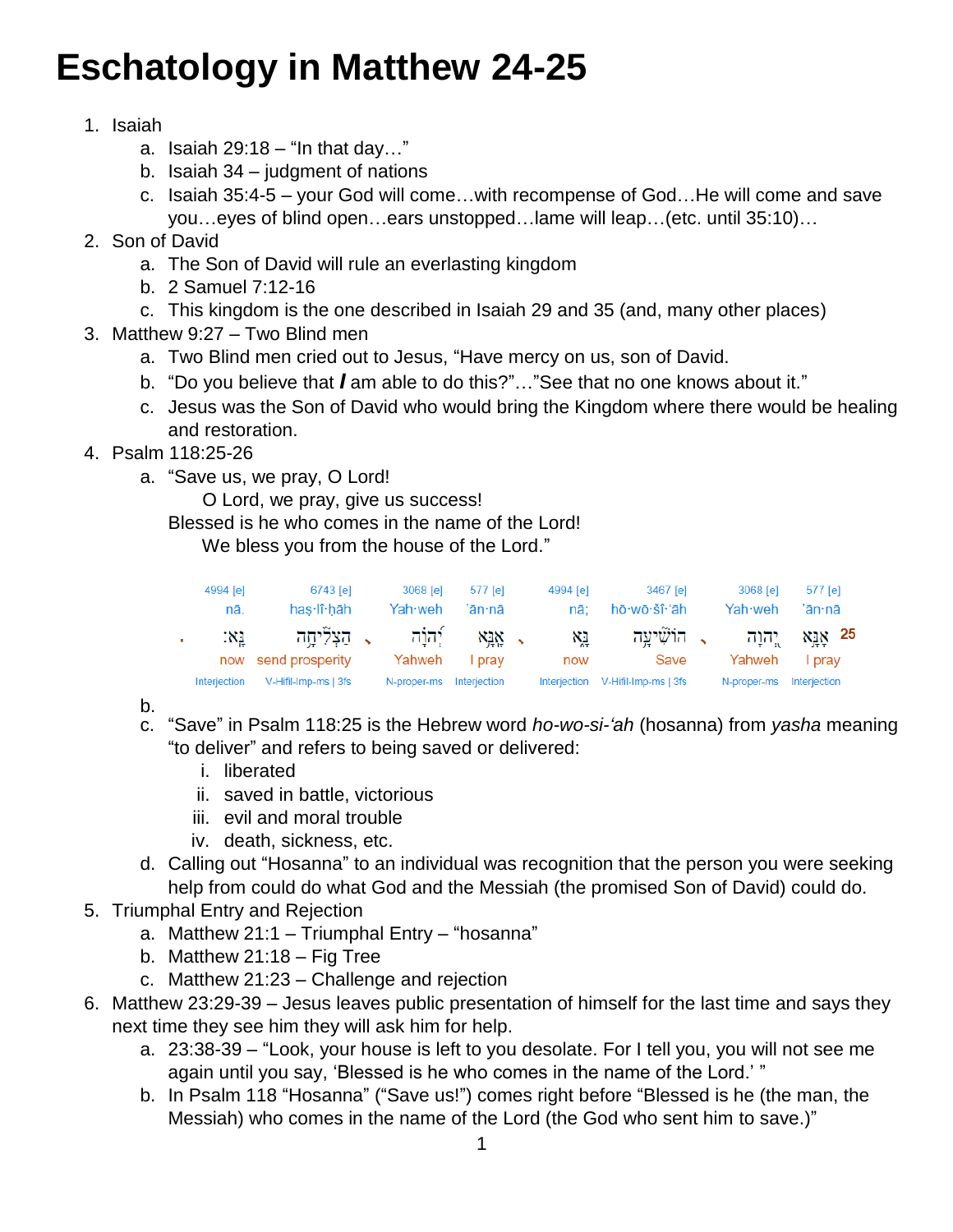# Eschatology in Matthew 24-25

1. Isaiah
   a. Isaiah 29:18 – “In that day…”
   b. Isaiah 34 – judgment of nations
   c. Isaiah 35:4-5 – your God will come…with recompense of God…He will come and save you…eyes of blind open…ears unstopped…lame will leap…(etc. until 35:10)…
2. Son of David
   a. The Son of David will rule an everlasting kingdom
   b. 2 Samuel 7:12-16
   c. This kingdom is the one described in Isaiah 29 and 35 (and, many other places)
3. Matthew 9:27 – Two Blind men
   a. Two Blind men cried out to Jesus, “Have mercy on us, son of David.
   b. “Do you believe that ***I*** am able to do this?”…”See that no one knows about it.”
   c. Jesus was the Son of David who would bring the Kingdom where there would be healing and restoration.
4. Psalm 118:25-26
   a. “Save us, we pray, O Lord!
      O Lord, we pray, give us success!
      Blessed is he who comes in the name of the Lord!
      We bless you from the house of the Lord.”

| 4994 [e] | 6743 [e] | 3068 [e] | 577 [e] | 4994 [e] | 3467 [e] | 3068 [e] | 577 [e] | |
|---|---|---|---|---|---|---|---|---|
| nā. | haṣ·lî·ḥāh | Yah·weh | ’ān·nā | nā; | hō·wō·šî·‘āh | Yah·weh | ’ān·nā | |
| נָֽא׃ | הַצְלִ֫יחָ֥ה | יְ֝הוָ֗ה | אָֽנָּ֥א | נָּ֑א | הוֹשִׁ֘יעָ֥ה | יְהוָ֗ה | אָֽנָּ֣א | 25 |
| now | send prosperity | Yahweh | I pray | now | Save | Yahweh | I pray | |
| Interjection | V-Hifil-Imp-ms \| 3fs | N-proper-ms | Interjection | Interjection | V-Hifil-Imp-ms \| 3fs | N-proper-ms | Interjection | |

   b.
   c. “Save” in Psalm 118:25 is the Hebrew word *ho-wo-si-‘ah* (hosanna) from *yasha* meaning “to deliver” and refers to being saved or delivered:
      i. liberated
      ii. saved in battle, victorious
      iii. evil and moral trouble
      iv. death, sickness, etc.
   d. Calling out “Hosanna” to an individual was recognition that the person you were seeking help from could do what God and the Messiah (the promised Son of David) could do.
5. Triumphal Entry and Rejection
   a. Matthew 21:1 – Triumphal Entry – “hosanna”
   b. Matthew 21:18 – Fig Tree
   c. Matthew 21:23 – Challenge and rejection
6. Matthew 23:29-39 – Jesus leaves public presentation of himself for the last time and says they next time they see him they will ask him for help.
   a. 23:38-39 – “Look, your house is left to you desolate. For I tell you, you will not see me again until you say, ‘Blessed is he who comes in the name of the Lord.’ ”
   b. In Psalm 118 “Hosanna” (“Save us!”) comes right before “Blessed is he (the man, the Messiah) who comes in the name of the Lord (the God who sent him to save.)”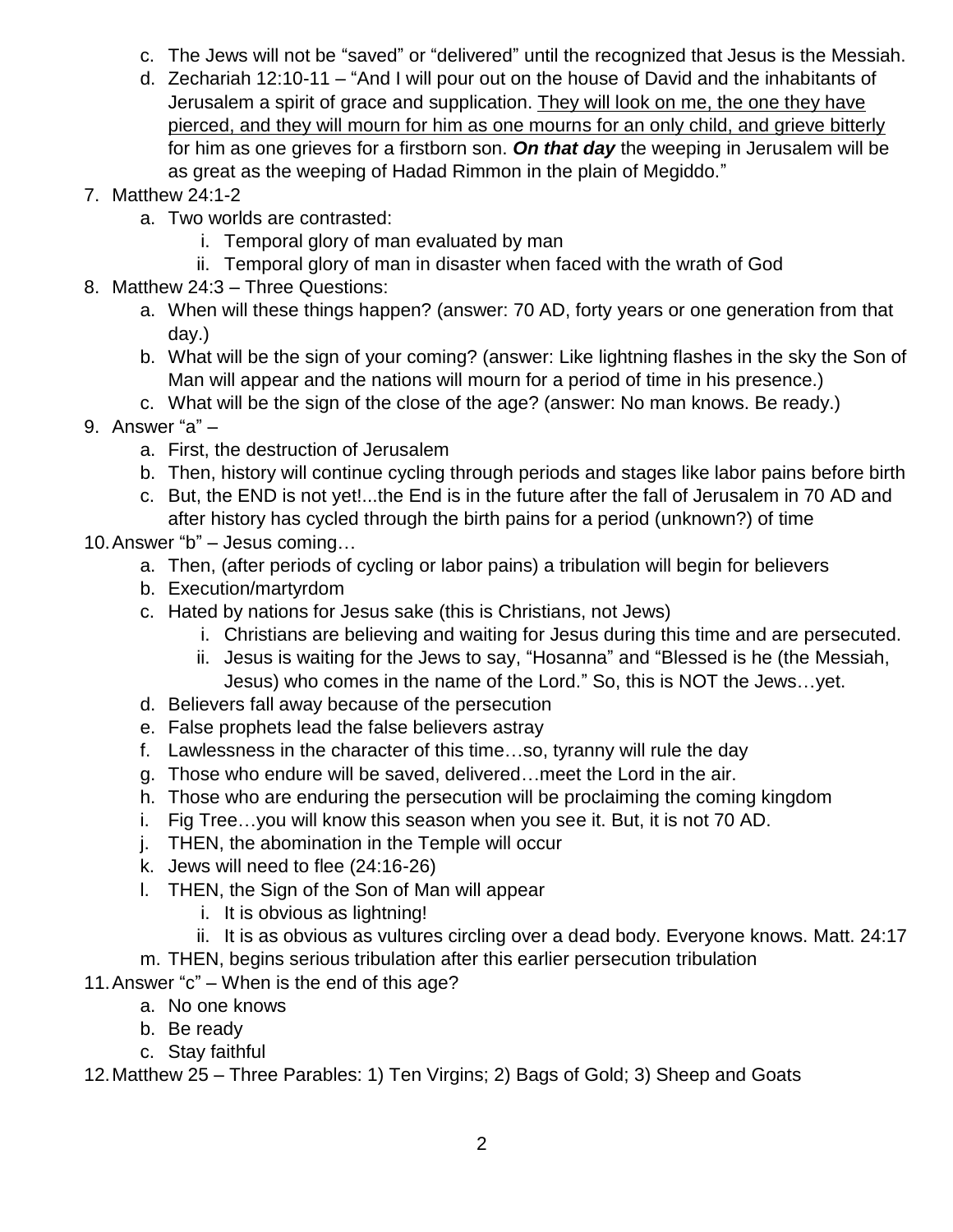c. The Jews will not be "saved" or "delivered" until the recognized that Jesus is the Messiah.

d. Zechariah 12:10-11 – "And I will pour out on the house of David and the inhabitants of Jerusalem a spirit of grace and supplication. <u>They will look on me, the one they have pierced, and they will mourn for him as one mourns for an only child, and grieve bitterly</u> for him as one grieves for a firstborn son. ***On that day*** the weeping in Jerusalem will be as great as the weeping of Hadad Rimmon in the plain of Megiddo."

7. Matthew 24:1-2
   a. Two worlds are contrasted:
      i. Temporal glory of man evaluated by man
      ii. Temporal glory of man in disaster when faced with the wrath of God
8. Matthew 24:3 – Three Questions:
   a. When will these things happen? (answer: 70 AD, forty years or one generation from that day.)
   b. What will be the sign of your coming? (answer: Like lightning flashes in the sky the Son of Man will appear and the nations will mourn for a period of time in his presence.)
   c. What will be the sign of the close of the age? (answer: No man knows. Be ready.)
9. Answer "a" –
   a. First, the destruction of Jerusalem
   b. Then, history will continue cycling through periods and stages like labor pains before birth
   c. But, the END is not yet!...the End is in the future after the fall of Jerusalem in 70 AD and after history has cycled through the birth pains for a period (unknown?) of time
10. Answer "b" – Jesus coming…
    a. Then, (after periods of cycling or labor pains) a tribulation will begin for believers
    b. Execution/martyrdom
    c. Hated by nations for Jesus sake (this is Christians, not Jews)
       i. Christians are believing and waiting for Jesus during this time and are persecuted.
       ii. Jesus is waiting for the Jews to say, "Hosanna" and "Blessed is he (the Messiah, Jesus) who comes in the name of the Lord." So, this is NOT the Jews…yet.
    d. Believers fall away because of the persecution
    e. False prophets lead the false believers astray
    f. Lawlessness in the character of this time…so, tyranny will rule the day
    g. Those who endure will be saved, delivered…meet the Lord in the air.
    h. Those who are enduring the persecution will be proclaiming the coming kingdom
    i. Fig Tree…you will know this season when you see it. But, it is not 70 AD.
    j. THEN, the abomination in the Temple will occur
    k. Jews will need to flee (24:16-26)
    l. THEN, the Sign of the Son of Man will appear
       i. It is obvious as lightning!
       ii. It is as obvious as vultures circling over a dead body. Everyone knows. Matt. 24:17
    m. THEN, begins serious tribulation after this earlier persecution tribulation
11. Answer "c" – When is the end of this age?
    a. No one knows
    b. Be ready
    c. Stay faithful
12. Matthew 25 – Three Parables: 1) Ten Virgins; 2) Bags of Gold; 3) Sheep and Goats